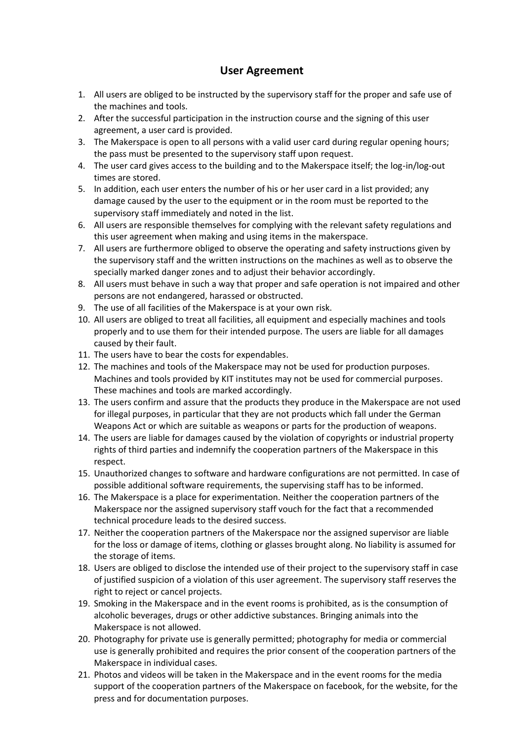# User Agreement

1. All users are obliged to be instructed by the supervisory staff for the proper and safe use of the machines and tools.
2. After the successful participation in the instruction course and the signing of this user agreement, a user card is provided.
3. The Makerspace is open to all persons with a valid user card during regular opening hours; the pass must be presented to the supervisory staff upon request.
4. The user card gives access to the building and to the Makerspace itself; the log-in/log-out times are stored.
5. In addition, each user enters the number of his or her user card in a list provided; any damage caused by the user to the equipment or in the room must be reported to the supervisory staff immediately and noted in the list.
6. All users are responsible themselves for complying with the relevant safety regulations and this user agreement when making and using items in the makerspace.
7. All users are furthermore obliged to observe the operating and safety instructions given by the supervisory staff and the written instructions on the machines as well as to observe the specially marked danger zones and to adjust their behavior accordingly.
8. All users must behave in such a way that proper and safe operation is not impaired and other persons are not endangered, harassed or obstructed.
9. The use of all facilities of the Makerspace is at your own risk.
10. All users are obliged to treat all facilities, all equipment and especially machines and tools properly and to use them for their intended purpose. The users are liable for all damages caused by their fault.
11. The users have to bear the costs for expendables.
12. The machines and tools of the Makerspace may not be used for production purposes. Machines and tools provided by KIT institutes may not be used for commercial purposes. These machines and tools are marked accordingly.
13. The users confirm and assure that the products they produce in the Makerspace are not used for illegal purposes, in particular that they are not products which fall under the German Weapons Act or which are suitable as weapons or parts for the production of weapons.
14. The users are liable for damages caused by the violation of copyrights or industrial property rights of third parties and indemnify the cooperation partners of the Makerspace in this respect.
15. Unauthorized changes to software and hardware configurations are not permitted. In case of possible additional software requirements, the supervising staff has to be informed.
16. The Makerspace is a place for experimentation. Neither the cooperation partners of the Makerspace nor the assigned supervisory staff vouch for the fact that a recommended technical procedure leads to the desired success.
17. Neither the cooperation partners of the Makerspace nor the assigned supervisor are liable for the loss or damage of items, clothing or glasses brought along. No liability is assumed for the storage of items.
18. Users are obliged to disclose the intended use of their project to the supervisory staff in case of justified suspicion of a violation of this user agreement. The supervisory staff reserves the right to reject or cancel projects.
19. Smoking in the Makerspace and in the event rooms is prohibited, as is the consumption of alcoholic beverages, drugs or other addictive substances. Bringing animals into the Makerspace is not allowed.
20. Photography for private use is generally permitted; photography for media or commercial use is generally prohibited and requires the prior consent of the cooperation partners of the Makerspace in individual cases.
21. Photos and videos will be taken in the Makerspace and in the event rooms for the media support of the cooperation partners of the Makerspace on facebook, for the website, for the press and for documentation purposes.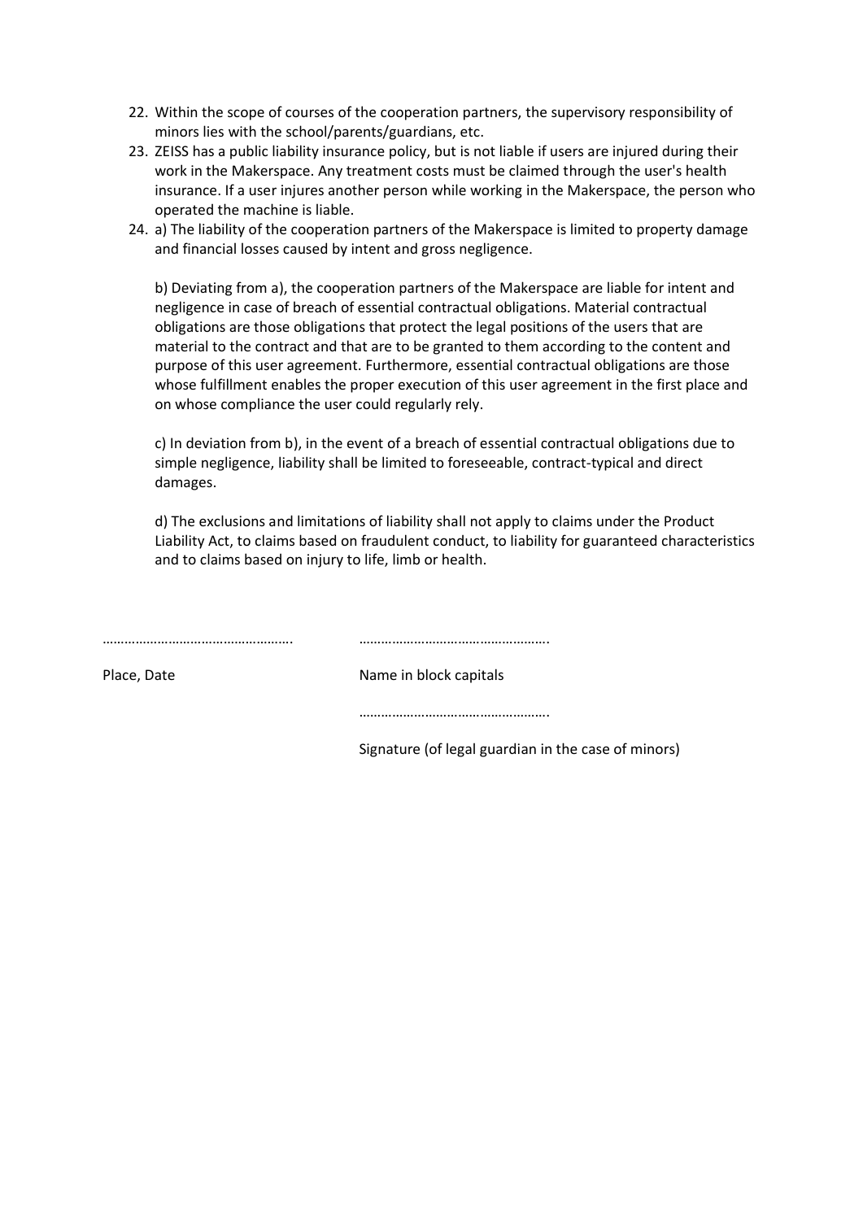22. Within the scope of courses of the cooperation partners, the supervisory responsibility of minors lies with the school/parents/guardians, etc.
23. ZEISS has a public liability insurance policy, but is not liable if users are injured during their work in the Makerspace. Any treatment costs must be claimed through the user's health insurance. If a user injures another person while working in the Makerspace, the person who operated the machine is liable.
24. a) The liability of the cooperation partners of the Makerspace is limited to property damage and financial losses caused by intent and gross negligence.

    b) Deviating from a), the cooperation partners of the Makerspace are liable for intent and negligence in case of breach of essential contractual obligations. Material contractual obligations are those obligations that protect the legal positions of the users that are material to the contract and that are to be granted to them according to the content and purpose of this user agreement. Furthermore, essential contractual obligations are those whose fulfillment enables the proper execution of this user agreement in the first place and on whose compliance the user could regularly rely.

    c) In deviation from b), in the event of a breach of essential contractual obligations due to simple negligence, liability shall be limited to foreseeable, contract-typical and direct damages.

    d) The exclusions and limitations of liability shall not apply to claims under the Product Liability Act, to claims based on fraudulent conduct, to liability for guaranteed characteristics and to claims based on injury to life, limb or health.

…………………………………………….  …………………………………………….

Place, Date  Name in block capitals

…………………………………………….

Signature (of legal guardian in the case of minors)